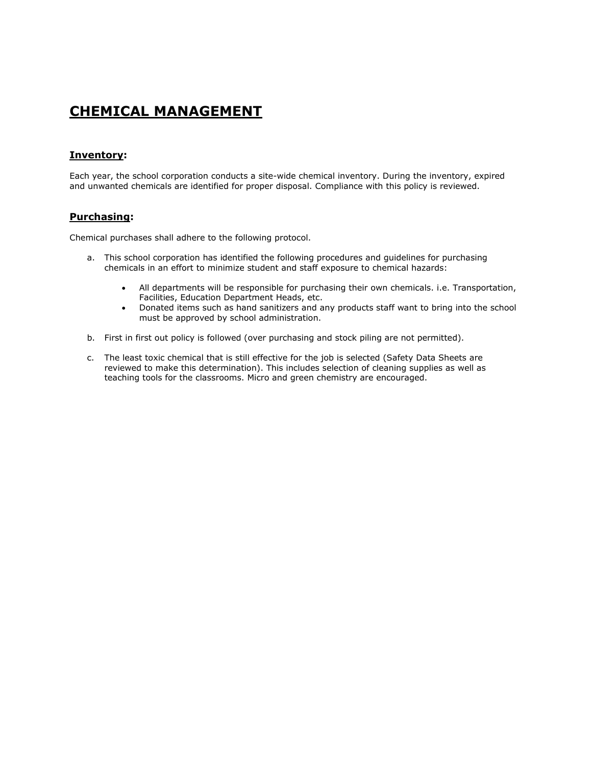# CHEMICAL MANAGEMENT

## Inventory:

Each year, the school corporation conducts a site-wide chemical inventory. During the inventory, expired and unwanted chemicals are identified for proper disposal. Compliance with this policy is reviewed.

## Purchasing:

Chemical purchases shall adhere to the following protocol.

a. This school corporation has identified the following procedures and guidelines for purchasing chemicals in an effort to minimize student and staff exposure to chemical hazards:

   - All departments will be responsible for purchasing their own chemicals. i.e. Transportation, Facilities, Education Department Heads, etc.
   - Donated items such as hand sanitizers and any products staff want to bring into the school must be approved by school administration.

b. First in first out policy is followed (over purchasing and stock piling are not permitted).

c. The least toxic chemical that is still effective for the job is selected (Safety Data Sheets are reviewed to make this determination). This includes selection of cleaning supplies as well as teaching tools for the classrooms. Micro and green chemistry are encouraged.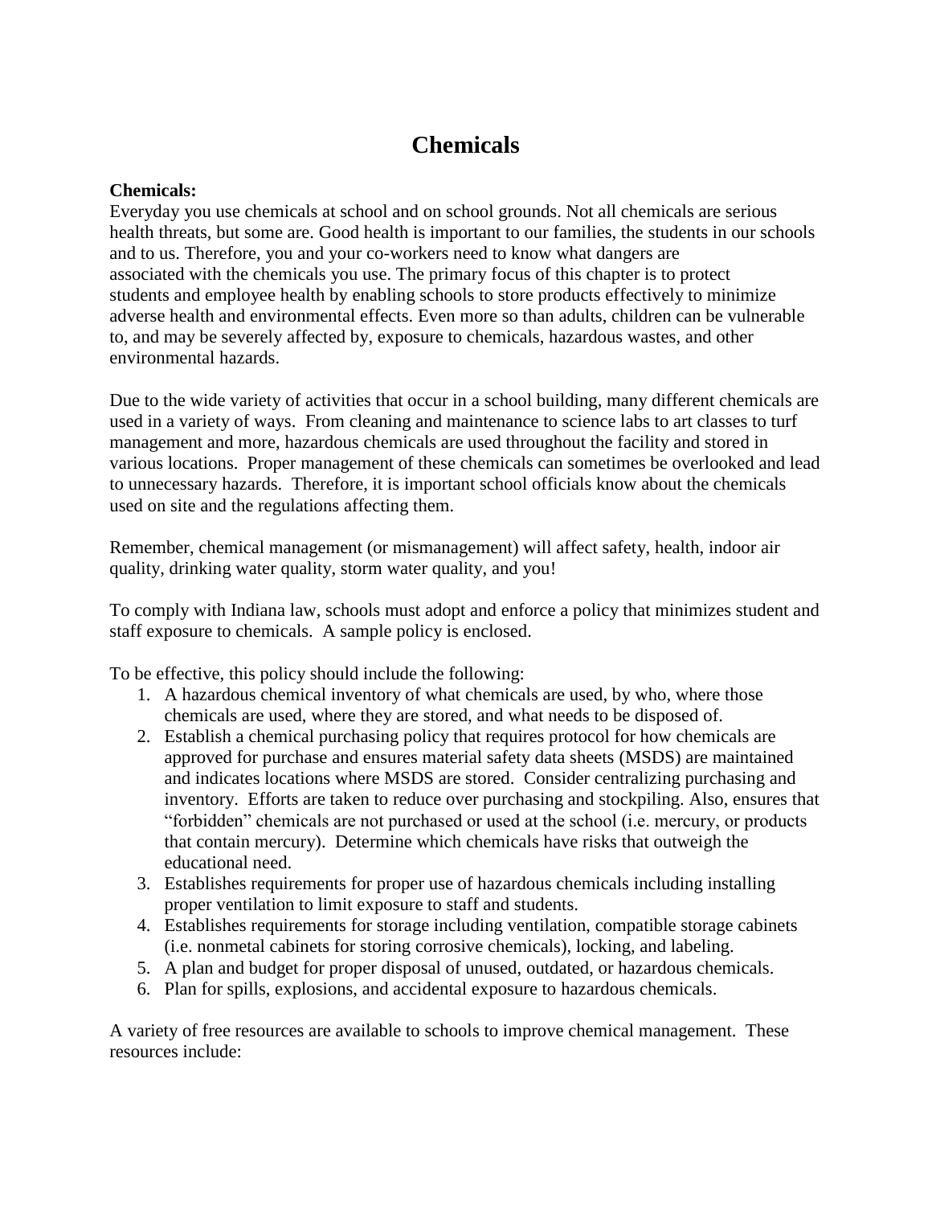# Chemicals

**Chemicals:**
Everyday you use chemicals at school and on school grounds. Not all chemicals are serious health threats, but some are. Good health is important to our families, the students in our schools and to us. Therefore, you and your co-workers need to know what dangers are associated with the chemicals you use. The primary focus of this chapter is to protect students and employee health by enabling schools to store products effectively to minimize adverse health and environmental effects. Even more so than adults, children can be vulnerable to, and may be severely affected by, exposure to chemicals, hazardous wastes, and other environmental hazards.

Due to the wide variety of activities that occur in a school building, many different chemicals are used in a variety of ways. From cleaning and maintenance to science labs to art classes to turf management and more, hazardous chemicals are used throughout the facility and stored in various locations. Proper management of these chemicals can sometimes be overlooked and lead to unnecessary hazards. Therefore, it is important school officials know about the chemicals used on site and the regulations affecting them.

Remember, chemical management (or mismanagement) will affect safety, health, indoor air quality, drinking water quality, storm water quality, and you!

To comply with Indiana law, schools must adopt and enforce a policy that minimizes student and staff exposure to chemicals. A sample policy is enclosed.

To be effective, this policy should include the following:

1. A hazardous chemical inventory of what chemicals are used, by who, where those chemicals are used, where they are stored, and what needs to be disposed of.
2. Establish a chemical purchasing policy that requires protocol for how chemicals are approved for purchase and ensures material safety data sheets (MSDS) are maintained and indicates locations where MSDS are stored. Consider centralizing purchasing and inventory. Efforts are taken to reduce over purchasing and stockpiling. Also, ensures that "forbidden" chemicals are not purchased or used at the school (i.e. mercury, or products that contain mercury). Determine which chemicals have risks that outweigh the educational need.
3. Establishes requirements for proper use of hazardous chemicals including installing proper ventilation to limit exposure to staff and students.
4. Establishes requirements for storage including ventilation, compatible storage cabinets (i.e. nonmetal cabinets for storing corrosive chemicals), locking, and labeling.
5. A plan and budget for proper disposal of unused, outdated, or hazardous chemicals.
6. Plan for spills, explosions, and accidental exposure to hazardous chemicals.

A variety of free resources are available to schools to improve chemical management. These resources include: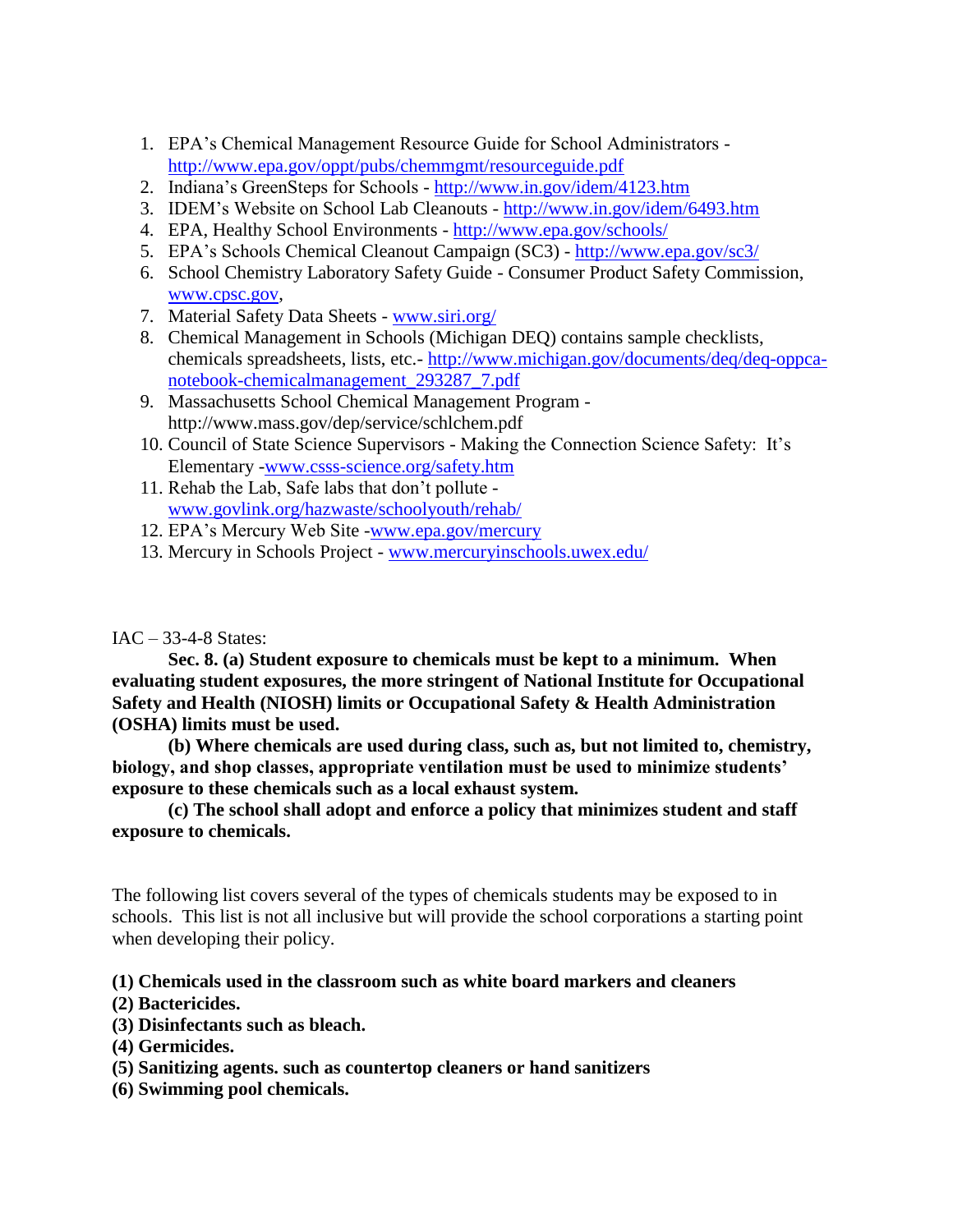1. EPA's Chemical Management Resource Guide for School Administrators - http://www.epa.gov/oppt/pubs/chemmgmt/resourceguide.pdf
2. Indiana's GreenSteps for Schools - http://www.in.gov/idem/4123.htm
3. IDEM's Website on School Lab Cleanouts - http://www.in.gov/idem/6493.htm
4. EPA, Healthy School Environments - http://www.epa.gov/schools/
5. EPA's Schools Chemical Cleanout Campaign (SC3) - http://www.epa.gov/sc3/
6. School Chemistry Laboratory Safety Guide - Consumer Product Safety Commission, www.cpsc.gov,
7. Material Safety Data Sheets - www.siri.org/
8. Chemical Management in Schools (Michigan DEQ) contains sample checklists, chemicals spreadsheets, lists, etc.- http://www.michigan.gov/documents/deq/deq-oppca-notebook-chemicalmanagement_293287_7.pdf
9. Massachusetts School Chemical Management Program - http://www.mass.gov/dep/service/schlchem.pdf
10. Council of State Science Supervisors - Making the Connection Science Safety: It's Elementary -www.csss-science.org/safety.htm
11. Rehab the Lab, Safe labs that don't pollute - www.govlink.org/hazwaste/schoolyouth/rehab/
12. EPA's Mercury Web Site -www.epa.gov/mercury
13. Mercury in Schools Project - www.mercuryinschools.uwex.edu/

IAC – 33-4-8 States:

**Sec. 8. (a) Student exposure to chemicals must be kept to a minimum. When evaluating student exposures, the more stringent of National Institute for Occupational Safety and Health (NIOSH) limits or Occupational Safety & Health Administration (OSHA) limits must be used.**

**(b) Where chemicals are used during class, such as, but not limited to, chemistry, biology, and shop classes, appropriate ventilation must be used to minimize students' exposure to these chemicals such as a local exhaust system.**

**(c) The school shall adopt and enforce a policy that minimizes student and staff exposure to chemicals.**

The following list covers several of the types of chemicals students may be exposed to in schools. This list is not all inclusive but will provide the school corporations a starting point when developing their policy.

**(1) Chemicals used in the classroom such as white board markers and cleaners**
**(2) Bactericides.**
**(3) Disinfectants such as bleach.**
**(4) Germicides.**
**(5) Sanitizing agents. such as countertop cleaners or hand sanitizers**
**(6) Swimming pool chemicals.**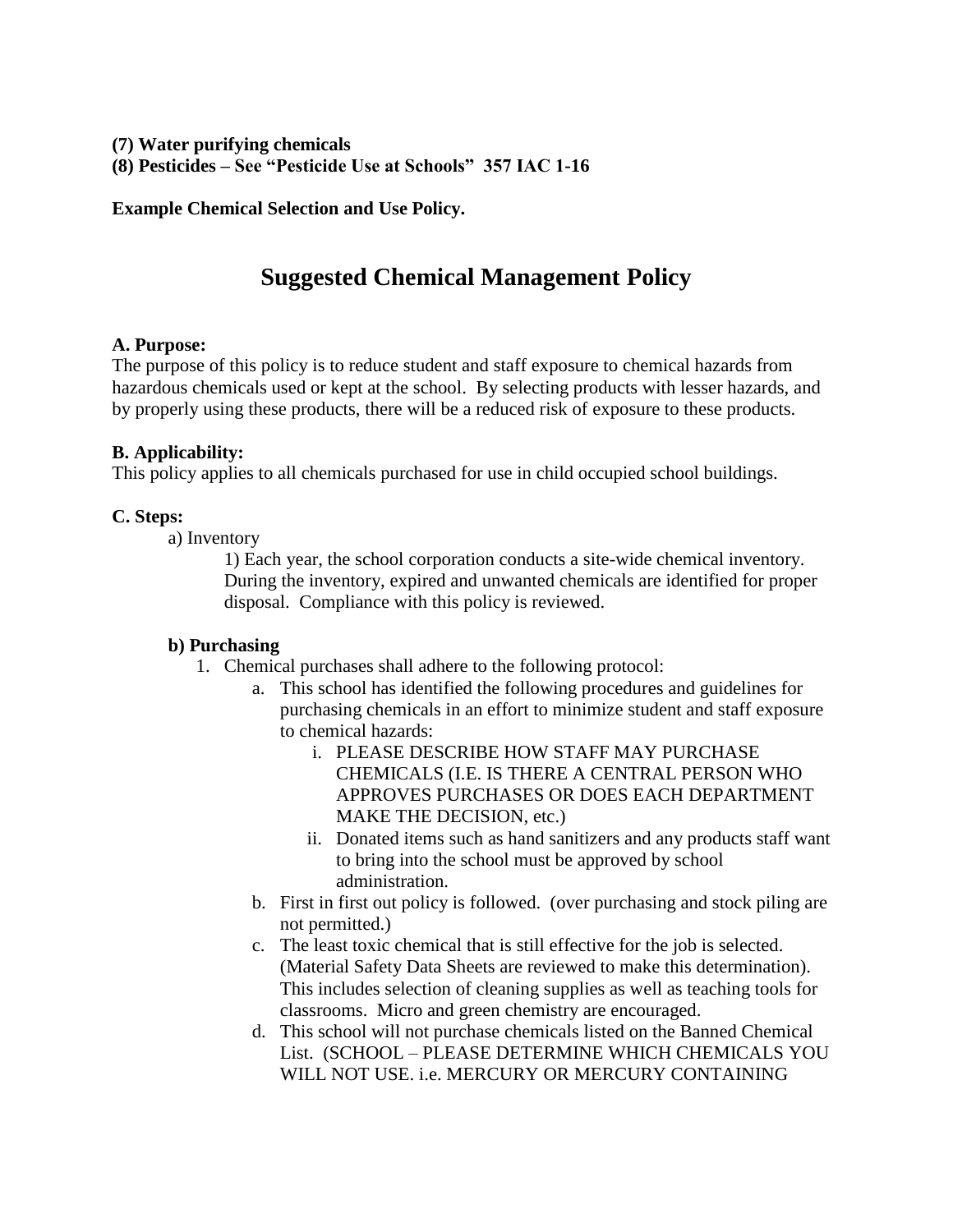**(7) Water purifying chemicals**
**(8) Pesticides – See "Pesticide Use at Schools" 357 IAC 1-16**

**Example Chemical Selection and Use Policy.**

# Suggested Chemical Management Policy

**A. Purpose:**
The purpose of this policy is to reduce student and staff exposure to chemical hazards from hazardous chemicals used or kept at the school. By selecting products with lesser hazards, and by properly using these products, there will be a reduced risk of exposure to these products.

**B. Applicability:**
This policy applies to all chemicals purchased for use in child occupied school buildings.

**C. Steps:**

a) Inventory

1) Each year, the school corporation conducts a site-wide chemical inventory. During the inventory, expired and unwanted chemicals are identified for proper disposal. Compliance with this policy is reviewed.

**b) Purchasing**

1. Chemical purchases shall adhere to the following protocol:
   a. This school has identified the following procedures and guidelines for purchasing chemicals in an effort to minimize student and staff exposure to chemical hazards:
      i. PLEASE DESCRIBE HOW STAFF MAY PURCHASE CHEMICALS (I.E. IS THERE A CENTRAL PERSON WHO APPROVES PURCHASES OR DOES EACH DEPARTMENT MAKE THE DECISION, etc.)
      ii. Donated items such as hand sanitizers and any products staff want to bring into the school must be approved by school administration.
   b. First in first out policy is followed. (over purchasing and stock piling are not permitted.)
   c. The least toxic chemical that is still effective for the job is selected. (Material Safety Data Sheets are reviewed to make this determination). This includes selection of cleaning supplies as well as teaching tools for classrooms. Micro and green chemistry are encouraged.
   d. This school will not purchase chemicals listed on the Banned Chemical List. (SCHOOL – PLEASE DETERMINE WHICH CHEMICALS YOU WILL NOT USE. i.e. MERCURY OR MERCURY CONTAINING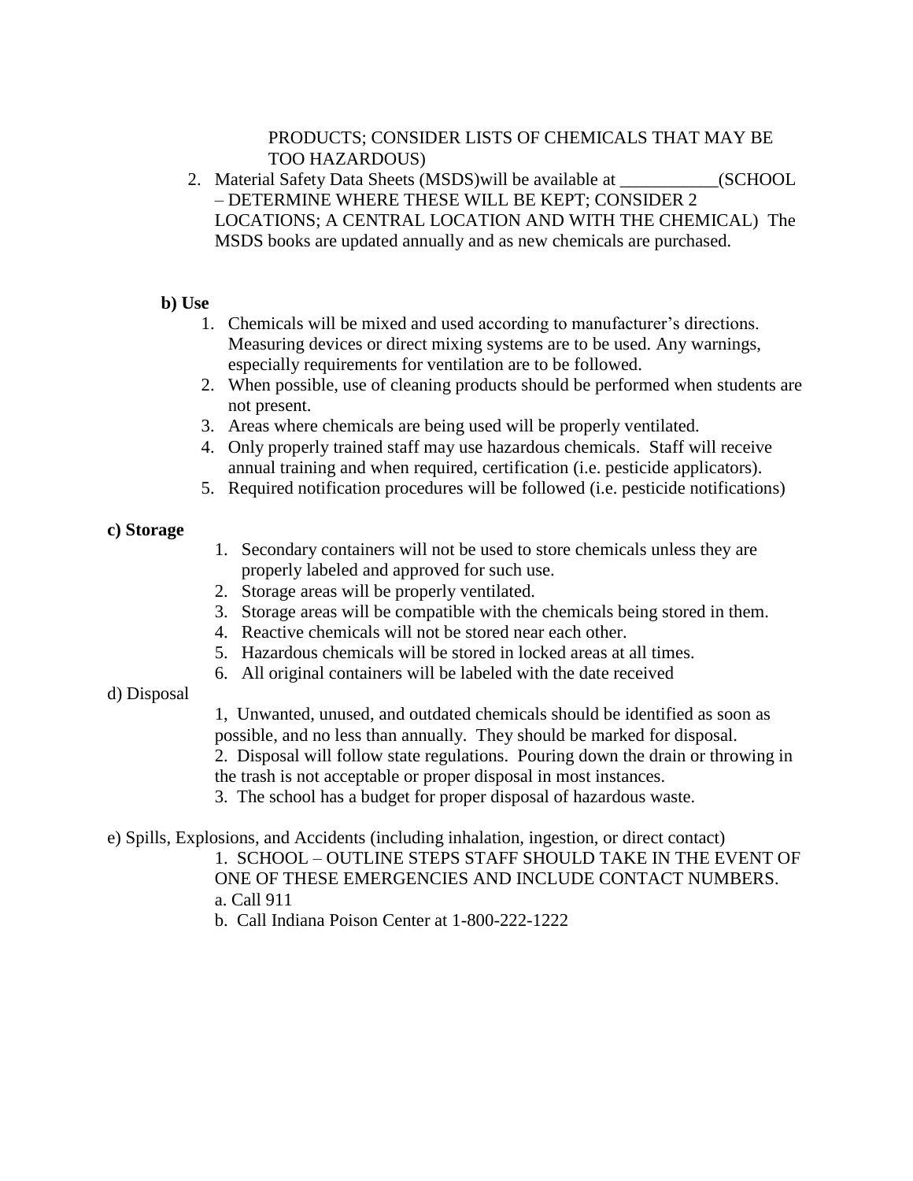PRODUCTS; CONSIDER LISTS OF CHEMICALS THAT MAY BE TOO HAZARDOUS)

2. Material Safety Data Sheets (MSDS)will be available at ___________(SCHOOL – DETERMINE WHERE THESE WILL BE KEPT; CONSIDER 2 LOCATIONS; A CENTRAL LOCATION AND WITH THE CHEMICAL) The MSDS books are updated annually and as new chemicals are purchased.

**b) Use**

1. Chemicals will be mixed and used according to manufacturer's directions. Measuring devices or direct mixing systems are to be used. Any warnings, especially requirements for ventilation are to be followed.
2. When possible, use of cleaning products should be performed when students are not present.
3. Areas where chemicals are being used will be properly ventilated.
4. Only properly trained staff may use hazardous chemicals. Staff will receive annual training and when required, certification (i.e. pesticide applicators).
5. Required notification procedures will be followed (i.e. pesticide notifications)

**c) Storage**

1. Secondary containers will not be used to store chemicals unless they are properly labeled and approved for such use.
2. Storage areas will be properly ventilated.
3. Storage areas will be compatible with the chemicals being stored in them.
4. Reactive chemicals will not be stored near each other.
5. Hazardous chemicals will be stored in locked areas at all times.
6. All original containers will be labeled with the date received

d) Disposal

1, Unwanted, unused, and outdated chemicals should be identified as soon as possible, and no less than annually. They should be marked for disposal.

2. Disposal will follow state regulations. Pouring down the drain or throwing in the trash is not acceptable or proper disposal in most instances.

3. The school has a budget for proper disposal of hazardous waste.

e) Spills, Explosions, and Accidents (including inhalation, ingestion, or direct contact)

1. SCHOOL – OUTLINE STEPS STAFF SHOULD TAKE IN THE EVENT OF ONE OF THESE EMERGENCIES AND INCLUDE CONTACT NUMBERS.

a. Call 911

b. Call Indiana Poison Center at 1-800-222-1222